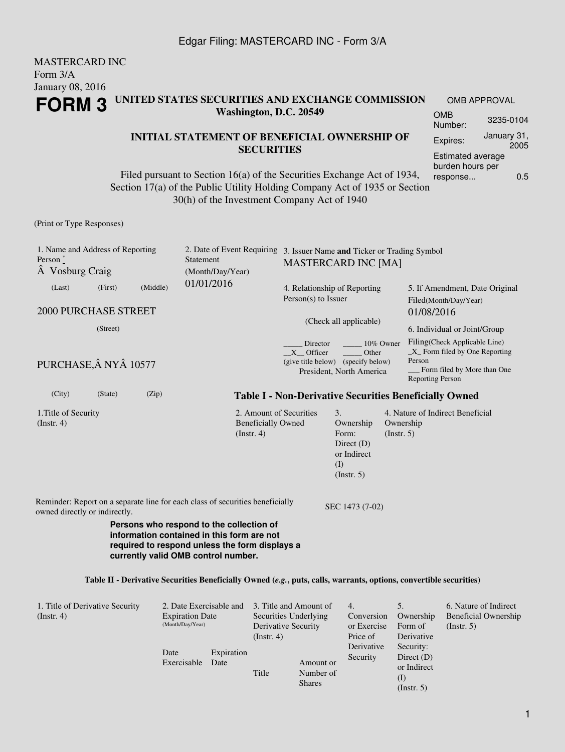MASTERCARD INC
Form 3/A
January 08, 2016

# FORM 3

**UNITED STATES SECURITIES AND EXCHANGE COMMISSION**
**Washington, D.C. 20549**

**INITIAL STATEMENT OF BENEFICIAL OWNERSHIP OF SECURITIES**

Filed pursuant to Section 16(a) of the Securities Exchange Act of 1934, Section 17(a) of the Public Utility Holding Company Act of 1935 or Section 30(h) of the Investment Company Act of 1940

| OMB APPROVAL | |
|---|---|
| OMB Number: | 3235-0104 |
| Expires: | January 31, 2005 |
| Estimated average burden hours per response... | 0.5 |

(Print or Type Responses)

1. Name and Address of Reporting Person *
Â Vosburg Craig
(Last) (First) (Middle)

2000 PURCHASE STREET
(Street)

PURCHASE,Â NYÂ 10577
(City) (State) (Zip)

2. Date of Event Requiring Statement (Month/Day/Year)
01/01/2016

3. Issuer Name **and** Ticker or Trading Symbol
MASTERCARD INC [MA]

4. Relationship of Reporting Person(s) to Issuer
(Check all applicable)
_____ Director _____ 10% Owner
__X__ Officer (give title below) _____ Other (specify below)
President, North America

5. If Amendment, Date Original Filed(Month/Day/Year)
01/08/2016

6. Individual or Joint/Group Filing(Check Applicable Line)
_X_ Form filed by One Reporting Person
___ Form filed by More than One Reporting Person

**Table I - Non-Derivative Securities Beneficially Owned**

| 1.Title of Security (Instr. 4) | 2. Amount of Securities Beneficially Owned (Instr. 4) | 3. Ownership Form: Direct (D) or Indirect (I) (Instr. 5) | 4. Nature of Indirect Beneficial Ownership (Instr. 5) |
|---|---|---|---|

Reminder: Report on a separate line for each class of securities beneficially owned directly or indirectly.

SEC 1473 (7-02)

**Persons who respond to the collection of information contained in this form are not required to respond unless the form displays a currently valid OMB control number.**

**Table II - Derivative Securities Beneficially Owned (*e.g.*, puts, calls, warrants, options, convertible securities)**

| 1. Title of Derivative Security (Instr. 4) | 2. Date Exercisable and Expiration Date (Month/Day/Year) | | 3. Title and Amount of Securities Underlying Derivative Security (Instr. 4) | | 4. Conversion or Exercise Price of Derivative Security | 5. Ownership Form of Derivative Security: Direct (D) or Indirect (I) (Instr. 5) | 6. Nature of Indirect Beneficial Ownership (Instr. 5) |
|---|---|---|---|---|---|---|---|
| | Date Exercisable | Expiration Date | Title | Amount or Number of Shares | | | |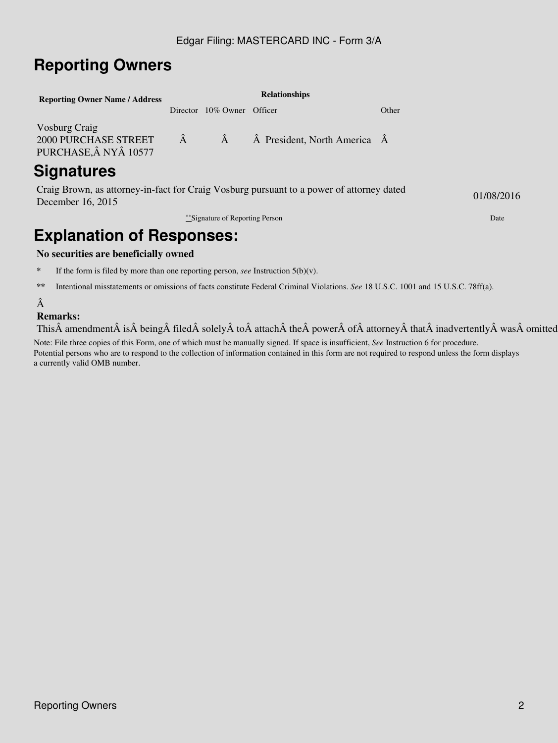# Reporting Owners

| Reporting Owner Name / Address | Relationships | | | |
|---|---|---|---|---|
| | Director | 10% Owner | Officer | Other |
| Vosburg Craig<br>2000 PURCHASE STREET<br>PURCHASE,Â NYÂ 10577 | Â | Â | Â President, North America | Â |

# Signatures

| | |
|---|---|
| Craig Brown, as attorney-in-fact for Craig Vosburg pursuant to a power of attorney dated December 16, 2015 | 01/08/2016 |
| **Signature of Reporting Person | Date |

# Explanation of Responses:

**No securities are beneficially owned**

\* If the form is filed by more than one reporting person, *see* Instruction 5(b)(v).

** Intentional misstatements or omissions of facts constitute Federal Criminal Violations. *See* 18 U.S.C. 1001 and 15 U.S.C. 78ff(a).

Â

**Remarks:**

ThisÂ amendmentÂ isÂ beingÂ filedÂ solelyÂ toÂ attachÂ theÂ powerÂ ofÂ attorneyÂ thatÂ inadvertentlyÂ wasÂ omitted

Note: File three copies of this Form, one of which must be manually signed. If space is insufficient, *See* Instruction 6 for procedure.
Potential persons who are to respond to the collection of information contained in this form are not required to respond unless the form displays a currently valid OMB number.